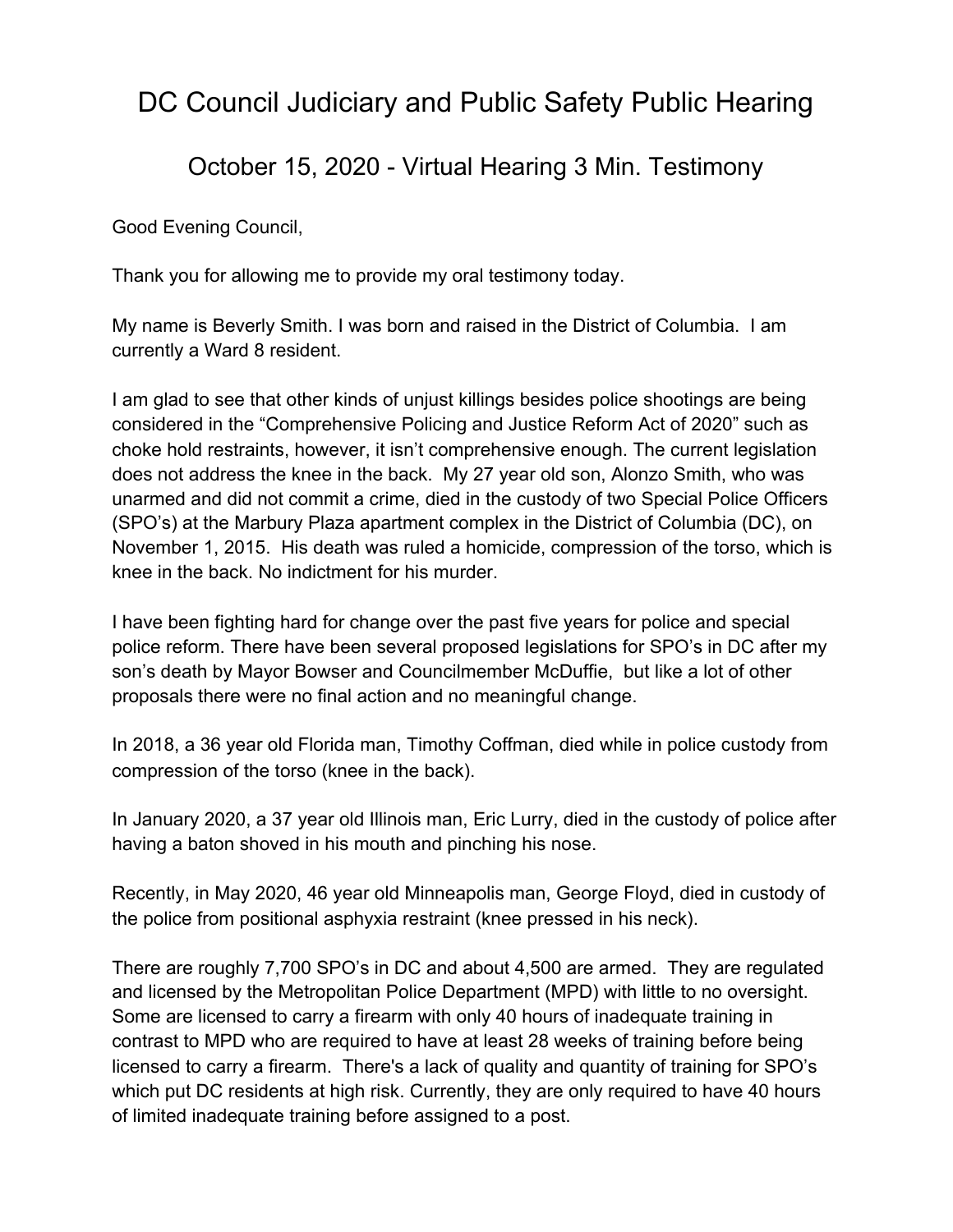# DC Council Judiciary and Public Safety Public Hearing

## October 15, 2020 - Virtual Hearing 3 Min. Testimony

Good Evening Council,

Thank you for allowing me to provide my oral testimony today.

My name is Beverly Smith. I was born and raised in the District of Columbia. I am currently a Ward 8 resident.

I am glad to see that other kinds of unjust killings besides police shootings are being considered in the "Comprehensive Policing and Justice Reform Act of 2020" such as choke hold restraints, however, it isn't comprehensive enough. The current legislation does not address the knee in the back. My 27 year old son, Alonzo Smith, who was unarmed and did not commit a crime, died in the custody of two Special Police Officers (SPO's) at the Marbury Plaza apartment complex in the District of Columbia (DC), on November 1, 2015. His death was ruled a homicide, compression of the torso, which is knee in the back. No indictment for his murder.

I have been fighting hard for change over the past five years for police and special police reform. There have been several proposed legislations for SPO's in DC after my son's death by Mayor Bowser and Councilmember McDuffie, but like a lot of other proposals there were no final action and no meaningful change.

In 2018, a 36 year old Florida man, Timothy Coffman, died while in police custody from compression of the torso (knee in the back).

In January 2020, a 37 year old Illinois man, Eric Lurry, died in the custody of police after having a baton shoved in his mouth and pinching his nose.

Recently, in May 2020, 46 year old Minneapolis man, George Floyd, died in custody of the police from positional asphyxia restraint (knee pressed in his neck).

There are roughly 7,700 SPO's in DC and about 4,500 are armed. They are regulated and licensed by the Metropolitan Police Department (MPD) with little to no oversight. Some are licensed to carry a firearm with only 40 hours of inadequate training in contrast to MPD who are required to have at least 28 weeks of training before being licensed to carry a firearm. There's a lack of quality and quantity of training for SPO's which put DC residents at high risk. Currently, they are only required to have 40 hours of limited inadequate training before assigned to a post.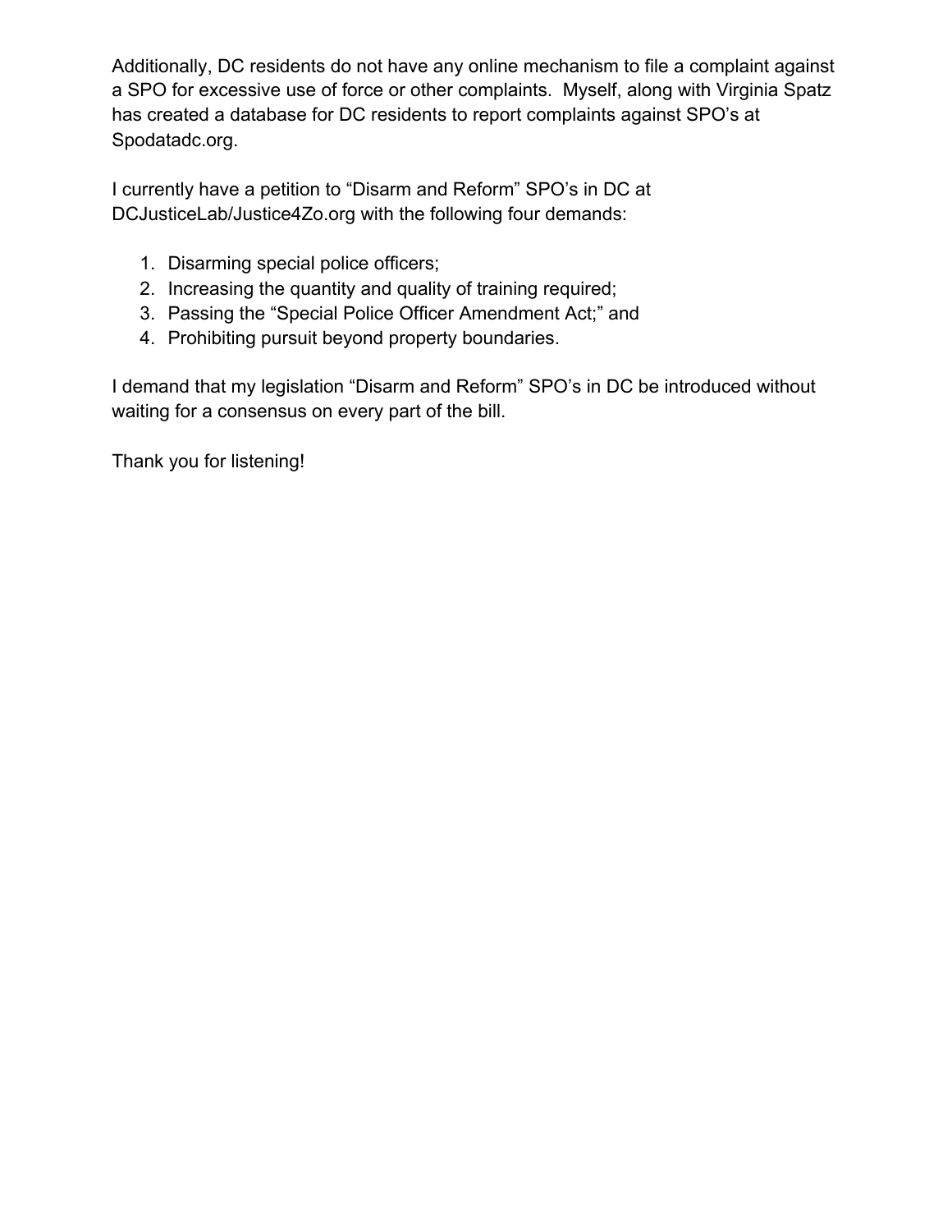Additionally, DC residents do not have any online mechanism to file a complaint against a SPO for excessive use of force or other complaints. Myself, along with Virginia Spatz has created a database for DC residents to report complaints against SPO's at Spodatadc.org.

I currently have a petition to "Disarm and Reform" SPO's in DC at DCJusticeLab/Justice4Zo.org with the following four demands:

1. Disarming special police officers;
2. Increasing the quantity and quality of training required;
3. Passing the "Special Police Officer Amendment Act;" and
4. Prohibiting pursuit beyond property boundaries.

I demand that my legislation "Disarm and Reform" SPO's in DC be introduced without waiting for a consensus on every part of the bill.

Thank you for listening!